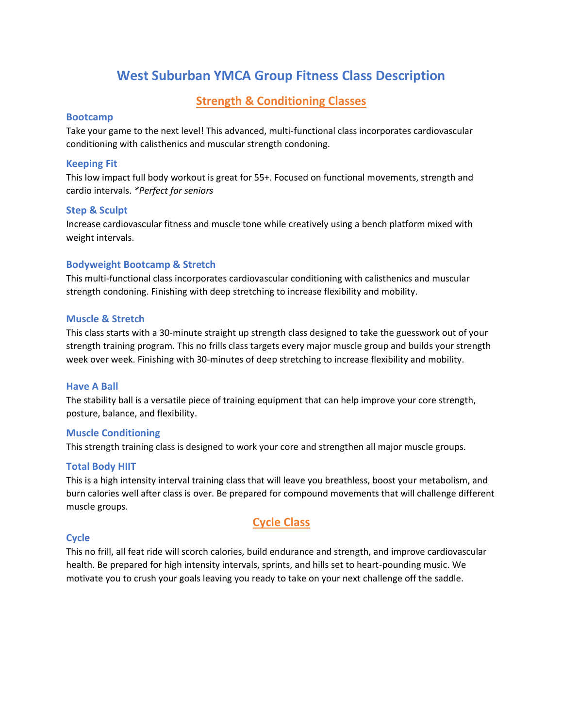# West Suburban YMCA Group Fitness Class Description

## Strength & Conditioning Classes

### Bootcamp

Take your game to the next level! This advanced, multi-functional class incorporates cardiovascular conditioning with calisthenics and muscular strength condoning.

### Keeping Fit

This low impact full body workout is great for 55+. Focused on functional movements, strength and cardio intervals. *\*Perfect for seniors*

### Step & Sculpt

Increase cardiovascular fitness and muscle tone while creatively using a bench platform mixed with weight intervals.

### Bodyweight Bootcamp & Stretch

This multi-functional class incorporates cardiovascular conditioning with calisthenics and muscular strength condoning. Finishing with deep stretching to increase flexibility and mobility.

### Muscle & Stretch

This class starts with a 30-minute straight up strength class designed to take the guesswork out of your strength training program. This no frills class targets every major muscle group and builds your strength week over week. Finishing with 30-minutes of deep stretching to increase flexibility and mobility.

### Have A Ball

The stability ball is a versatile piece of training equipment that can help improve your core strength, posture, balance, and flexibility.

### Muscle Conditioning

This strength training class is designed to work your core and strengthen all major muscle groups.

### Total Body HIIT

This is a high intensity interval training class that will leave you breathless, boost your metabolism, and burn calories well after class is over. Be prepared for compound movements that will challenge different muscle groups.

## Cycle Class

### Cycle

This no frill, all feat ride will scorch calories, build endurance and strength, and improve cardiovascular health. Be prepared for high intensity intervals, sprints, and hills set to heart-pounding music. We motivate you to crush your goals leaving you ready to take on your next challenge off the saddle.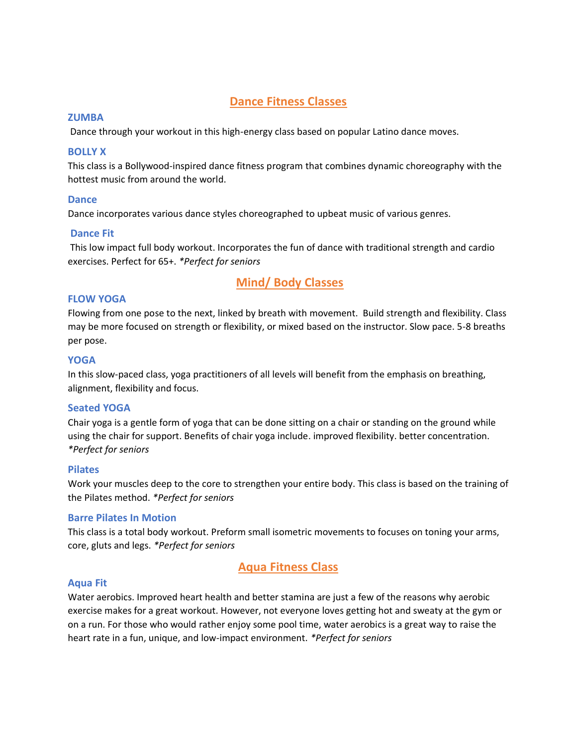## Dance Fitness Classes

### ZUMBA

Dance through your workout in this high-energy class based on popular Latino dance moves.

### BOLLY X

This class is a Bollywood-inspired dance fitness program that combines dynamic choreography with the hottest music from around the world.

### Dance

Dance incorporates various dance styles choreographed to upbeat music of various genres.

### Dance Fit

This low impact full body workout. Incorporates the fun of dance with traditional strength and cardio exercises. Perfect for 65+. *\*Perfect for seniors*

## Mind/ Body Classes

### FLOW YOGA

Flowing from one pose to the next, linked by breath with movement. Build strength and flexibility. Class may be more focused on strength or flexibility, or mixed based on the instructor. Slow pace. 5-8 breaths per pose.

### YOGA

In this slow-paced class, yoga practitioners of all levels will benefit from the emphasis on breathing, alignment, flexibility and focus.

### Seated YOGA

Chair yoga is a gentle form of yoga that can be done sitting on a chair or standing on the ground while using the chair for support. Benefits of chair yoga include. improved flexibility. better concentration. *\*Perfect for seniors*

### Pilates

Work your muscles deep to the core to strengthen your entire body. This class is based on the training of the Pilates method. *\*Perfect for seniors*

### Barre Pilates In Motion

This class is a total body workout. Preform small isometric movements to focuses on toning your arms, core, gluts and legs. *\*Perfect for seniors*

## Aqua Fitness Class

### Aqua Fit

Water aerobics. Improved heart health and better stamina are just a few of the reasons why aerobic exercise makes for a great workout. However, not everyone loves getting hot and sweaty at the gym or on a run. For those who would rather enjoy some pool time, water aerobics is a great way to raise the heart rate in a fun, unique, and low-impact environment. *\*Perfect for seniors*